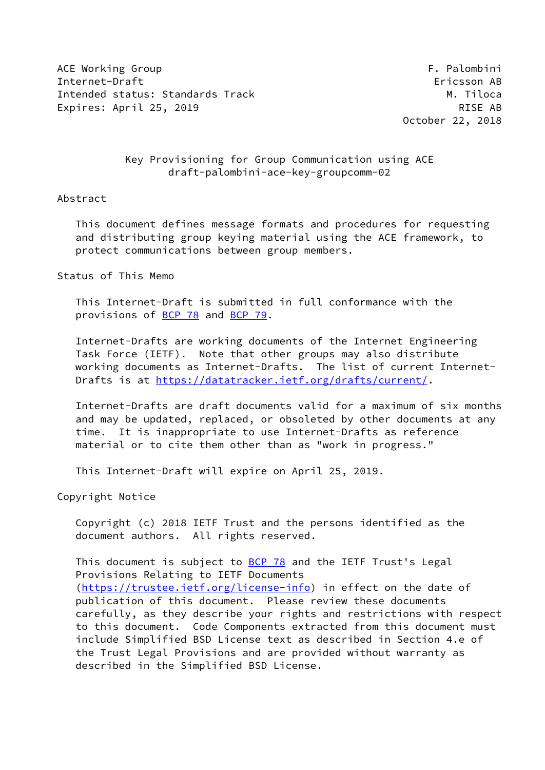ACE Working Group F. Palombini
Internet-Draft Ericsson AB
Intended status: Standards Track M. Tiloca
Expires: April 25, 2019 RISE AB
October 22, 2018

# Key Provisioning for Group Communication using ACE
## draft-palombini-ace-key-groupcomm-02

## Abstract

This document defines message formats and procedures for requesting and distributing group keying material using the ACE framework, to protect communications between group members.

## Status of This Memo

This Internet-Draft is submitted in full conformance with the provisions of BCP 78 and BCP 79.

Internet-Drafts are working documents of the Internet Engineering Task Force (IETF). Note that other groups may also distribute working documents as Internet-Drafts. The list of current Internet-Drafts is at https://datatracker.ietf.org/drafts/current/.

Internet-Drafts are draft documents valid for a maximum of six months and may be updated, replaced, or obsoleted by other documents at any time. It is inappropriate to use Internet-Drafts as reference material or to cite them other than as "work in progress."

This Internet-Draft will expire on April 25, 2019.

## Copyright Notice

Copyright (c) 2018 IETF Trust and the persons identified as the document authors. All rights reserved.

This document is subject to BCP 78 and the IETF Trust's Legal Provisions Relating to IETF Documents (https://trustee.ietf.org/license-info) in effect on the date of publication of this document. Please review these documents carefully, as they describe your rights and restrictions with respect to this document. Code Components extracted from this document must include Simplified BSD License text as described in Section 4.e of the Trust Legal Provisions and are provided without warranty as described in the Simplified BSD License.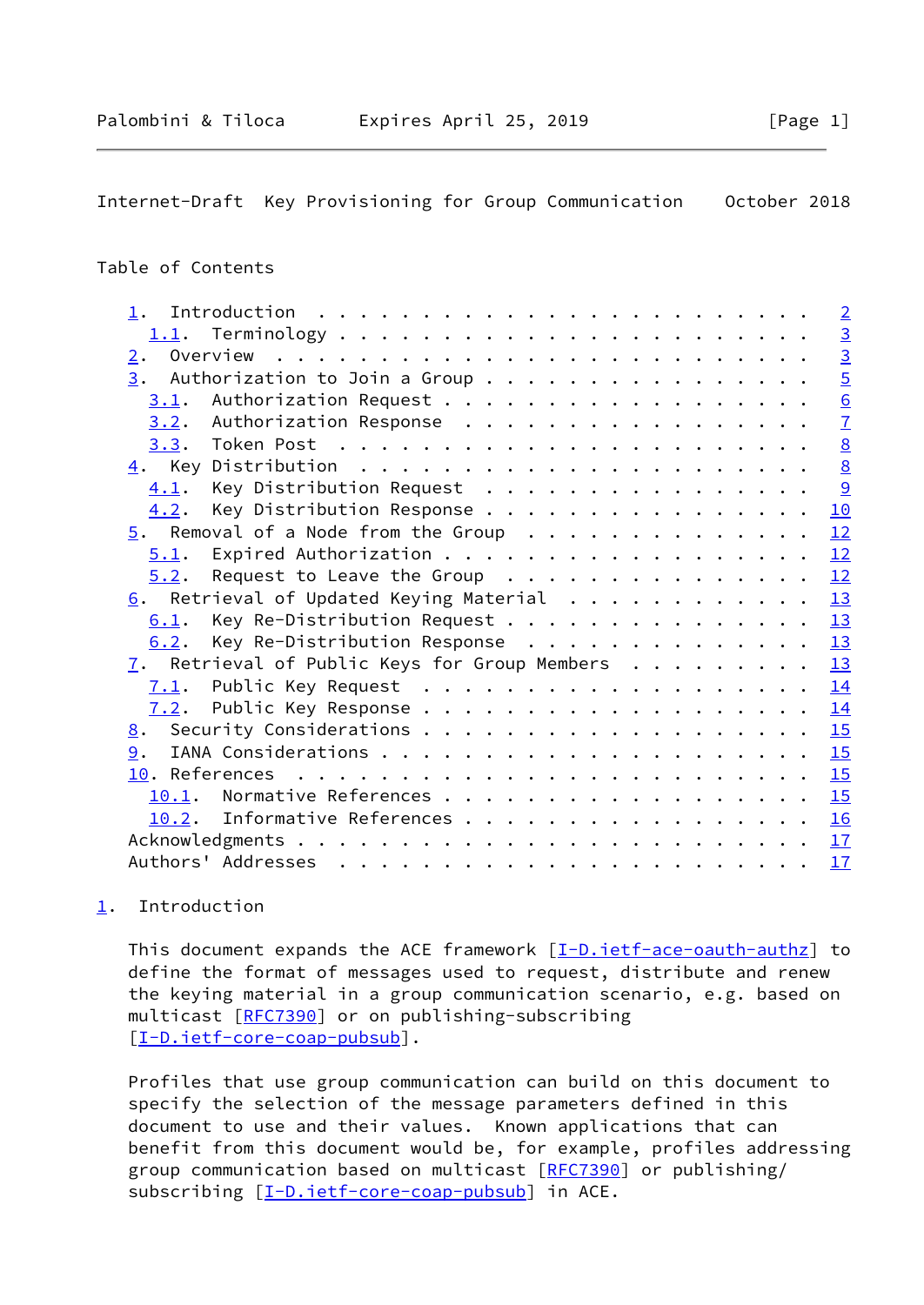## Table of Contents

- 1. Introduction . . . . . . . . . . . . . . . . . . . . . . . . 2
  - 1.1. Terminology . . . . . . . . . . . . . . . . . . . . . . 3
- 2. Overview . . . . . . . . . . . . . . . . . . . . . . . . . . 3
- 3. Authorization to Join a Group . . . . . . . . . . . . . . . 5
  - 3.1. Authorization Request . . . . . . . . . . . . . . . . . 6
  - 3.2. Authorization Response . . . . . . . . . . . . . . . . 7
  - 3.3. Token Post . . . . . . . . . . . . . . . . . . . . . . 8
- 4. Key Distribution . . . . . . . . . . . . . . . . . . . . . . 8
  - 4.1. Key Distribution Request . . . . . . . . . . . . . . . 9
  - 4.2. Key Distribution Response . . . . . . . . . . . . . . . 10
- 5. Removal of a Node from the Group . . . . . . . . . . . . . 12
  - 5.1. Expired Authorization . . . . . . . . . . . . . . . . . 12
  - 5.2. Request to Leave the Group . . . . . . . . . . . . . . 12
- 6. Retrieval of Updated Keying Material . . . . . . . . . . . 13
  - 6.1. Key Re-Distribution Request . . . . . . . . . . . . . . 13
  - 6.2. Key Re-Distribution Response . . . . . . . . . . . . . 13
- 7. Retrieval of Public Keys for Group Members . . . . . . . . 13
  - 7.1. Public Key Request . . . . . . . . . . . . . . . . . . 14
  - 7.2. Public Key Response . . . . . . . . . . . . . . . . . . 14
- 8. Security Considerations . . . . . . . . . . . . . . . . . . 15
- 9. IANA Considerations . . . . . . . . . . . . . . . . . . . . 15
- 10. References . . . . . . . . . . . . . . . . . . . . . . . . 15
  - 10.1. Normative References . . . . . . . . . . . . . . . . . 15
  - 10.2. Informative References . . . . . . . . . . . . . . . . 16
- Acknowledgments . . . . . . . . . . . . . . . . . . . . . . . . 17
- Authors' Addresses . . . . . . . . . . . . . . . . . . . . . . . 17

## 1. Introduction

This document expands the ACE framework [I-D.ietf-ace-oauth-authz] to define the format of messages used to request, distribute and renew the keying material in a group communication scenario, e.g. based on multicast [RFC7390] or on publishing-subscribing [I-D.ietf-core-coap-pubsub].

Profiles that use group communication can build on this document to specify the selection of the message parameters defined in this document to use and their values. Known applications that can benefit from this document would be, for example, profiles addressing group communication based on multicast [RFC7390] or publishing/subscribing [I-D.ietf-core-coap-pubsub] in ACE.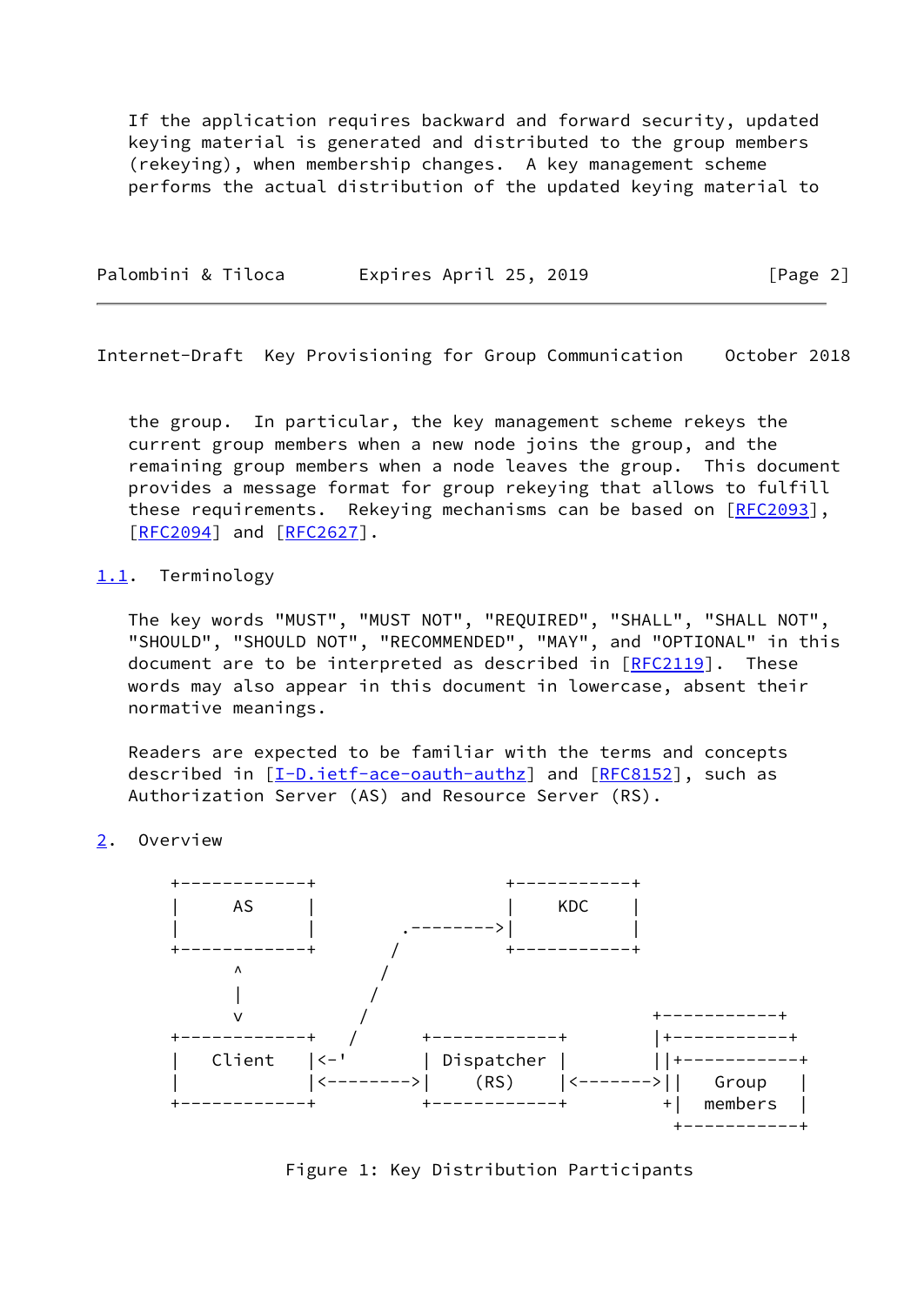If the application requires backward and forward security, updated keying material is generated and distributed to the group members (rekeying), when membership changes. A key management scheme performs the actual distribution of the updated keying material to the group. In particular, the key management scheme rekeys the current group members when a new node joins the group, and the remaining group members when a node leaves the group. This document provides a message format for group rekeying that allows to fulfill these requirements. Rekeying mechanisms can be based on [RFC2093], [RFC2094] and [RFC2627].

### 1.1. Terminology

The key words "MUST", "MUST NOT", "REQUIRED", "SHALL", "SHALL NOT", "SHOULD", "SHOULD NOT", "RECOMMENDED", "MAY", and "OPTIONAL" in this document are to be interpreted as described in [RFC2119]. These words may also appear in this document in lowercase, absent their normative meanings.

Readers are expected to be familiar with the terms and concepts described in [I-D.ietf-ace-oauth-authz] and [RFC8152], such as Authorization Server (AS) and Resource Server (RS).

## 2. Overview

```
+------------+                       +-----------+
|     AS     |                       |    KDC    |
|            |         .--------->|           |
+------------+        /              +-----------+
      ^              /
      |             /
      v            /                            +-----------+
+------------+    /      +------------+         |+-----------+
|   Client   |<-'         | Dispatcher |         ||+-----------+
|            |<--------->|    (RS)    |<------->||   Group    |
+------------+           +------------+         +|   members  |
                                                  +-----------+
```

Figure 1: Key Distribution Participants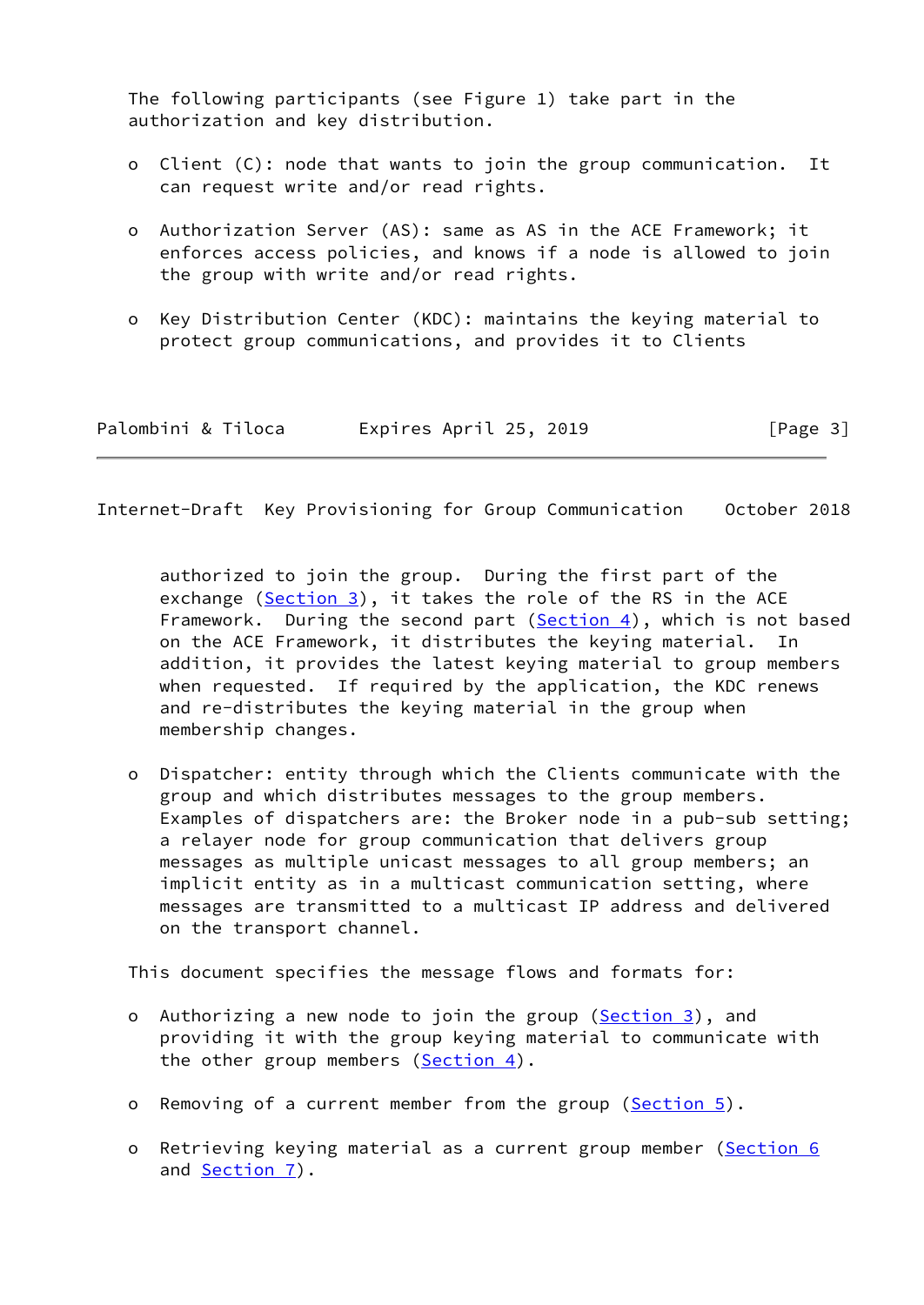The following participants (see Figure 1) take part in the authorization and key distribution.

- Client (C): node that wants to join the group communication. It can request write and/or read rights.

- Authorization Server (AS): same as AS in the ACE Framework; it enforces access policies, and knows if a node is allowed to join the group with write and/or read rights.

- Key Distribution Center (KDC): maintains the keying material to protect group communications, and provides it to Clients authorized to join the group. During the first part of the exchange (Section 3), it takes the role of the RS in the ACE Framework. During the second part (Section 4), which is not based on the ACE Framework, it distributes the keying material. In addition, it provides the latest keying material to group members when requested. If required by the application, the KDC renews and re-distributes the keying material in the group when membership changes.

- Dispatcher: entity through which the Clients communicate with the group and which distributes messages to the group members. Examples of dispatchers are: the Broker node in a pub-sub setting; a relayer node for group communication that delivers group messages as multiple unicast messages to all group members; an implicit entity as in a multicast communication setting, where messages are transmitted to a multicast IP address and delivered on the transport channel.

This document specifies the message flows and formats for:

- Authorizing a new node to join the group (Section 3), and providing it with the group keying material to communicate with the other group members (Section 4).

- Removing of a current member from the group (Section 5).

- Retrieving keying material as a current group member (Section 6 and Section 7).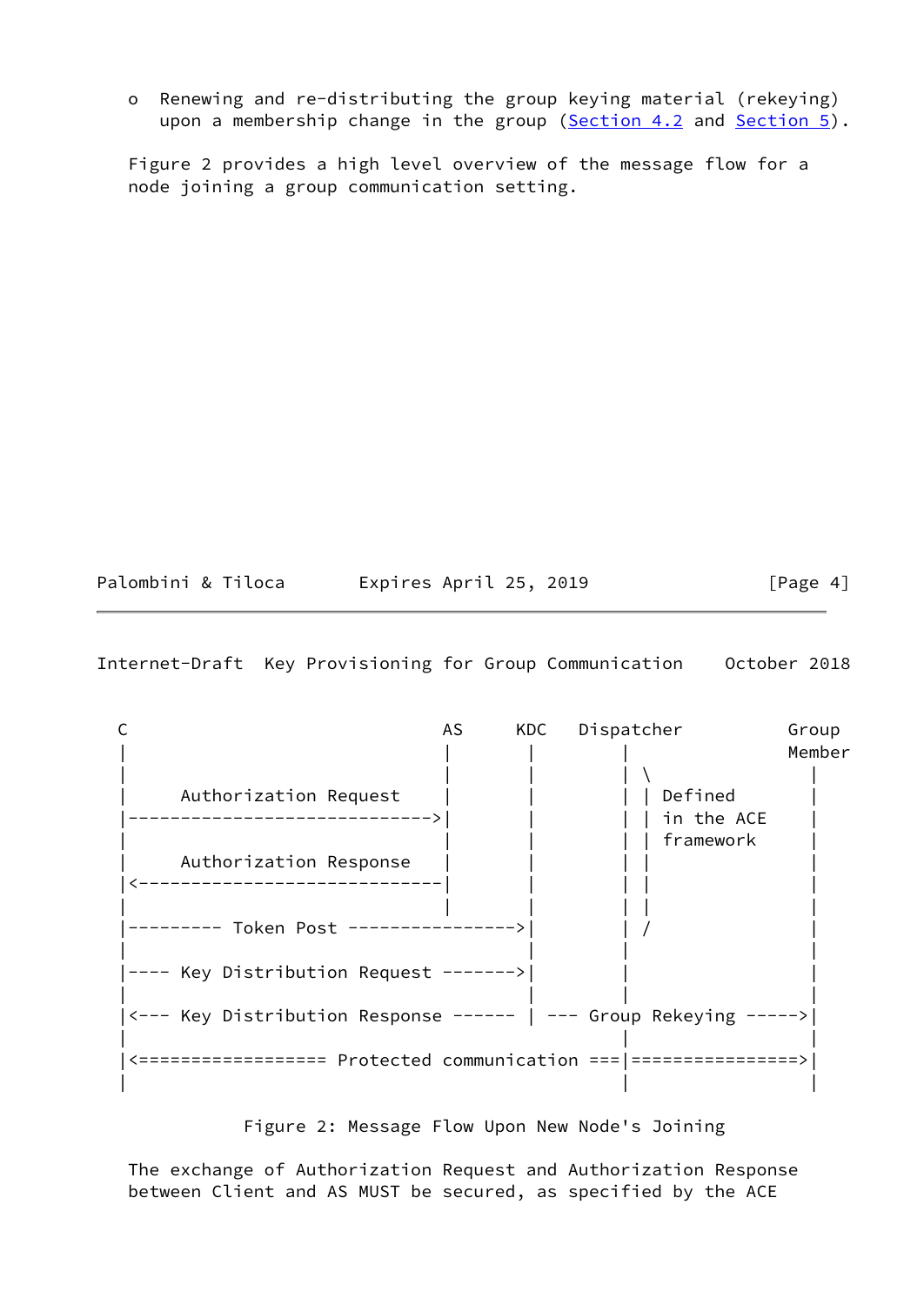o  Renewing and re-distributing the group keying material (rekeying) upon a membership change in the group (Section 4.2 and Section 5).

Figure 2 provides a high level overview of the message flow for a node joining a group communication setting.

```
 C                            AS     KDC   Dispatcher         Group
 |                             |       |        |             Member
 |                             |       |        | \             |
 |     Authorization Request   |       |        | | Defined     |
 |---------------------------->|       |        | | in the ACE  |
 |                             |       |        | | framework   |
 |     Authorization Response  |       |        | |             |
 |<----------------------------|       |        | |             |
 |                             |       |        | |             |
 |--------- Token Post ---------------->|       | /             |
 |                                     |        |               |
 |---- Key Distribution Request ------->|       |               |
 |                                     |        |               |
 |<--- Key Distribution Response ------ | --- Group Rekeying ----->|
 |                                              |               |
 |<================== Protected communication ===|================>|
 |                                              |               |
```

Figure 2: Message Flow Upon New Node's Joining

The exchange of Authorization Request and Authorization Response between Client and AS MUST be secured, as specified by the ACE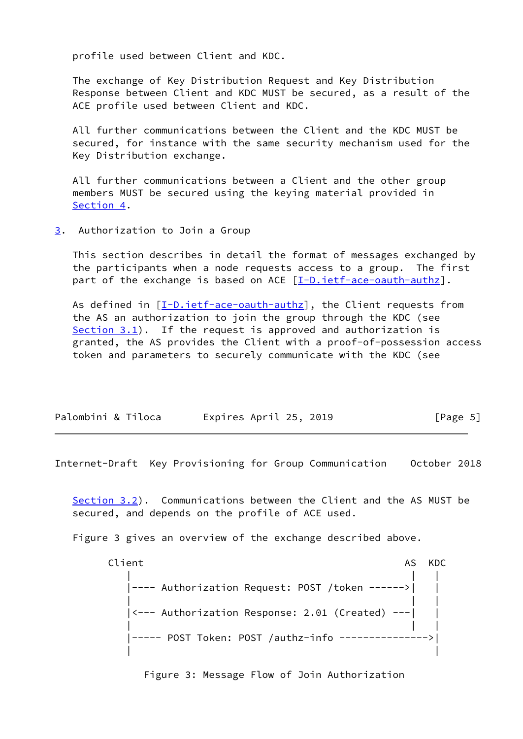profile used between Client and KDC.

The exchange of Key Distribution Request and Key Distribution Response between Client and KDC MUST be secured, as a result of the ACE profile used between Client and KDC.

All further communications between the Client and the KDC MUST be secured, for instance with the same security mechanism used for the Key Distribution exchange.

All further communications between a Client and the other group members MUST be secured using the keying material provided in Section 4.

## 3. Authorization to Join a Group

This section describes in detail the format of messages exchanged by the participants when a node requests access to a group. The first part of the exchange is based on ACE [I-D.ietf-ace-oauth-authz].

As defined in [I-D.ietf-ace-oauth-authz], the Client requests from the AS an authorization to join the group through the KDC (see Section 3.1). If the request is approved and authorization is granted, the AS provides the Client with a proof-of-possession access token and parameters to securely communicate with the KDC (see Section 3.2). Communications between the Client and the AS MUST be secured, and depends on the profile of ACE used.

Figure 3 gives an overview of the exchange described above.

```
  Client                                            AS  KDC
     |                                              |    |
     |---- Authorization Request: POST /token ------>|    |
     |                                              |    |
     |<--- Authorization Response: 2.01 (Created) ---|    |
     |                                              |    |
     |----- POST Token: POST /authz-info --------------->|
     |                                                   |
```

Figure 3: Message Flow of Join Authorization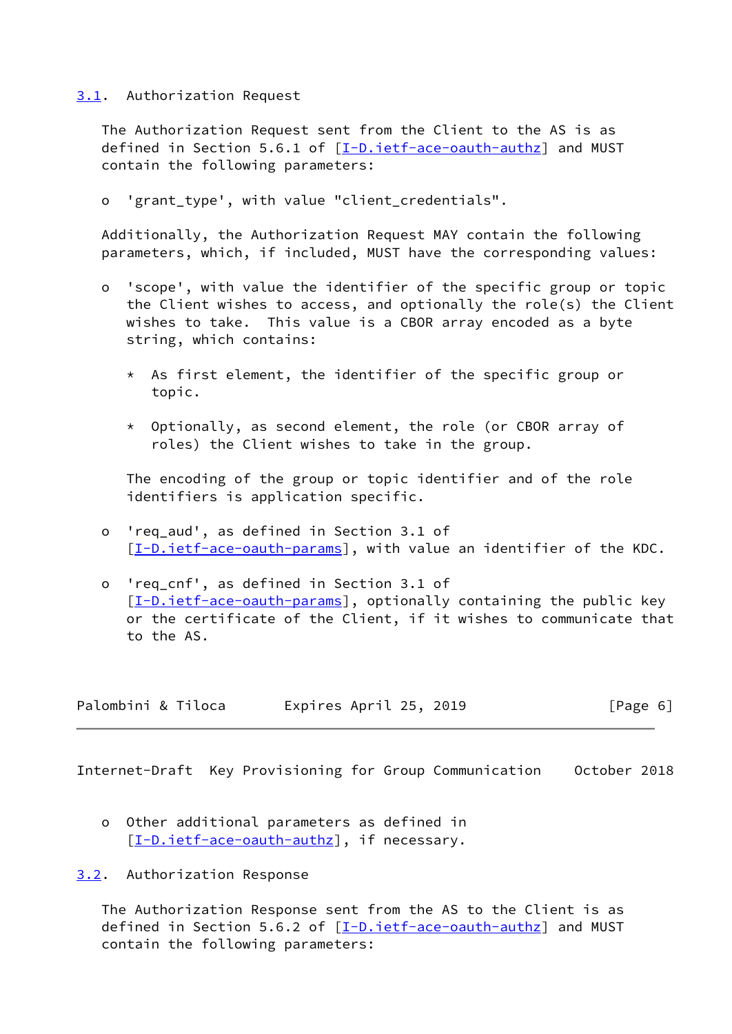### 3.1. Authorization Request

The Authorization Request sent from the Client to the AS is as defined in Section 5.6.1 of [I-D.ietf-ace-oauth-authz] and MUST contain the following parameters:

- 'grant_type', with value "client_credentials".

Additionally, the Authorization Request MAY contain the following parameters, which, if included, MUST have the corresponding values:

- 'scope', with value the identifier of the specific group or topic the Client wishes to access, and optionally the role(s) the Client wishes to take. This value is a CBOR array encoded as a byte string, which contains:

  * As first element, the identifier of the specific group or topic.

  * Optionally, as second element, the role (or CBOR array of roles) the Client wishes to take in the group.

  The encoding of the group or topic identifier and of the role identifiers is application specific.

- 'req_aud', as defined in Section 3.1 of [I-D.ietf-ace-oauth-params], with value an identifier of the KDC.

- 'req_cnf', as defined in Section 3.1 of [I-D.ietf-ace-oauth-params], optionally containing the public key or the certificate of the Client, if it wishes to communicate that to the AS.

- Other additional parameters as defined in [I-D.ietf-ace-oauth-authz], if necessary.

### 3.2. Authorization Response

The Authorization Response sent from the AS to the Client is as defined in Section 5.6.2 of [I-D.ietf-ace-oauth-authz] and MUST contain the following parameters: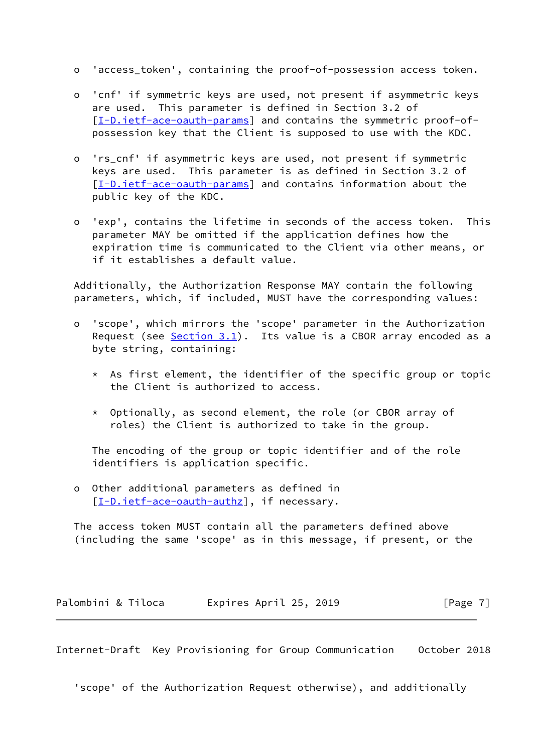- 'access_token', containing the proof-of-possession access token.

- 'cnf' if symmetric keys are used, not present if asymmetric keys are used. This parameter is defined in Section 3.2 of [I-D.ietf-ace-oauth-params] and contains the symmetric proof-of-possession key that the Client is supposed to use with the KDC.

- 'rs_cnf' if asymmetric keys are used, not present if symmetric keys are used. This parameter is as defined in Section 3.2 of [I-D.ietf-ace-oauth-params] and contains information about the public key of the KDC.

- 'exp', contains the lifetime in seconds of the access token. This parameter MAY be omitted if the application defines how the expiration time is communicated to the Client via other means, or if it establishes a default value.

Additionally, the Authorization Response MAY contain the following parameters, which, if included, MUST have the corresponding values:

- 'scope', which mirrors the 'scope' parameter in the Authorization Request (see Section 3.1). Its value is a CBOR array encoded as a byte string, containing:

  * As first element, the identifier of the specific group or topic the Client is authorized to access.

  * Optionally, as second element, the role (or CBOR array of roles) the Client is authorized to take in the group.

  The encoding of the group or topic identifier and of the role identifiers is application specific.

- Other additional parameters as defined in [I-D.ietf-ace-oauth-authz], if necessary.

The access token MUST contain all the parameters defined above (including the same 'scope' as in this message, if present, or the 'scope' of the Authorization Request otherwise), and additionally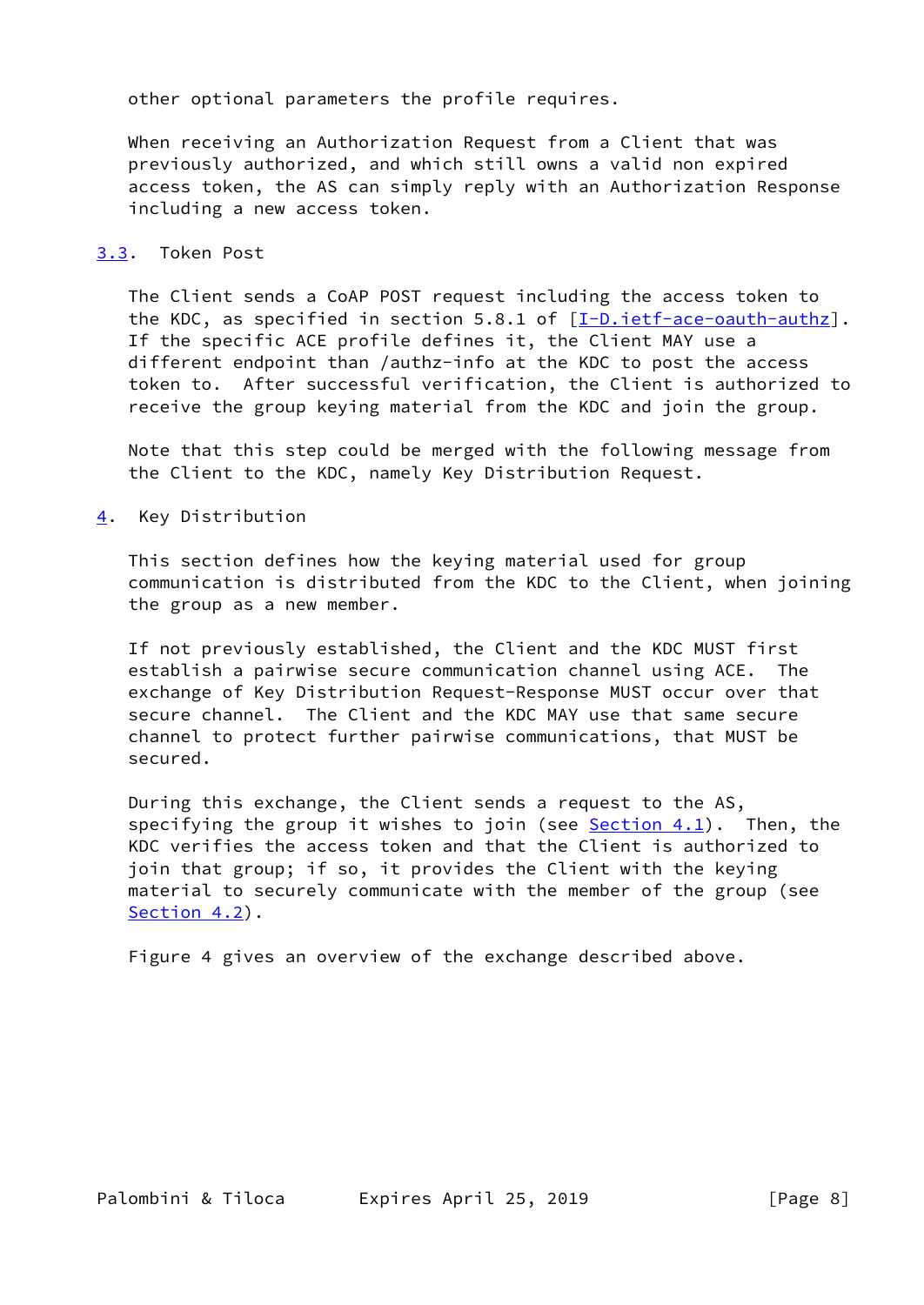other optional parameters the profile requires.

When receiving an Authorization Request from a Client that was previously authorized, and which still owns a valid non expired access token, the AS can simply reply with an Authorization Response including a new access token.

### 3.3. Token Post

The Client sends a CoAP POST request including the access token to the KDC, as specified in section 5.8.1 of [I-D.ietf-ace-oauth-authz]. If the specific ACE profile defines it, the Client MAY use a different endpoint than /authz-info at the KDC to post the access token to. After successful verification, the Client is authorized to receive the group keying material from the KDC and join the group.

Note that this step could be merged with the following message from the Client to the KDC, namely Key Distribution Request.

## 4. Key Distribution

This section defines how the keying material used for group communication is distributed from the KDC to the Client, when joining the group as a new member.

If not previously established, the Client and the KDC MUST first establish a pairwise secure communication channel using ACE. The exchange of Key Distribution Request-Response MUST occur over that secure channel. The Client and the KDC MAY use that same secure channel to protect further pairwise communications, that MUST be secured.

During this exchange, the Client sends a request to the AS, specifying the group it wishes to join (see Section 4.1). Then, the KDC verifies the access token and that the Client is authorized to join that group; if so, it provides the Client with the keying material to securely communicate with the member of the group (see Section 4.2).

Figure 4 gives an overview of the exchange described above.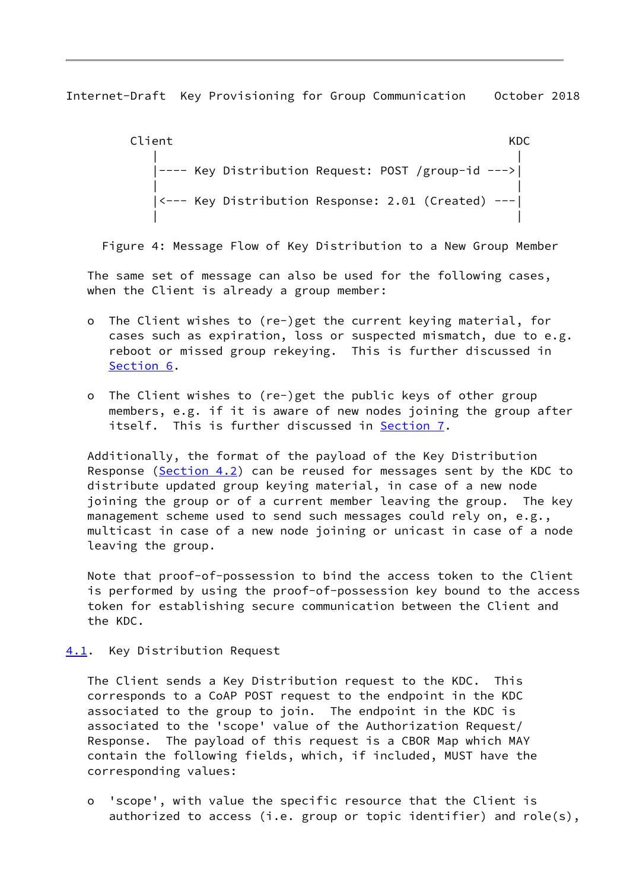```
   Client                                                  KDC
      |                                                     |
      |---- Key Distribution Request: POST /group-id --->|
      |                                                     |
      |<--- Key Distribution Response: 2.01 (Created) ---|
      |                                                     |
```

Figure 4: Message Flow of Key Distribution to a New Group Member

The same set of message can also be used for the following cases, when the Client is already a group member:

- The Client wishes to (re-)get the current keying material, for cases such as expiration, loss or suspected mismatch, due to e.g. reboot or missed group rekeying. This is further discussed in Section 6.

- The Client wishes to (re-)get the public keys of other group members, e.g. if it is aware of new nodes joining the group after itself. This is further discussed in Section 7.

Additionally, the format of the payload of the Key Distribution Response (Section 4.2) can be reused for messages sent by the KDC to distribute updated group keying material, in case of a new node joining the group or of a current member leaving the group. The key management scheme used to send such messages could rely on, e.g., multicast in case of a new node joining or unicast in case of a node leaving the group.

Note that proof-of-possession to bind the access token to the Client is performed by using the proof-of-possession key bound to the access token for establishing secure communication between the Client and the KDC.

## 4.1. Key Distribution Request

The Client sends a Key Distribution request to the KDC. This corresponds to a CoAP POST request to the endpoint in the KDC associated to the group to join. The endpoint in the KDC is associated to the 'scope' value of the Authorization Request/Response. The payload of this request is a CBOR Map which MAY contain the following fields, which, if included, MUST have the corresponding values:

- 'scope', with value the specific resource that the Client is authorized to access (i.e. group or topic identifier) and role(s),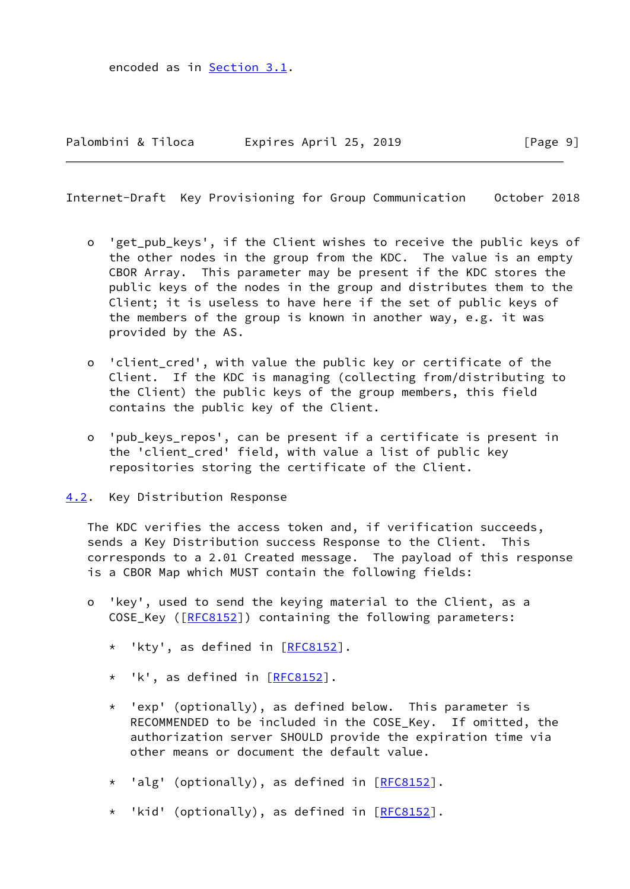encoded as in Section 3.1.

- 'get_pub_keys', if the Client wishes to receive the public keys of the other nodes in the group from the KDC. The value is an empty CBOR Array. This parameter may be present if the KDC stores the public keys of the nodes in the group and distributes them to the Client; it is useless to have here if the set of public keys of the members of the group is known in another way, e.g. it was provided by the AS.

- 'client_cred', with value the public key or certificate of the Client. If the KDC is managing (collecting from/distributing to the Client) the public keys of the group members, this field contains the public key of the Client.

- 'pub_keys_repos', can be present if a certificate is present in the 'client_cred' field, with value a list of public key repositories storing the certificate of the Client.

## 4.2. Key Distribution Response

The KDC verifies the access token and, if verification succeeds, sends a Key Distribution success Response to the Client. This corresponds to a 2.01 Created message. The payload of this response is a CBOR Map which MUST contain the following fields:

- 'key', used to send the keying material to the Client, as a COSE_Key ([RFC8152]) containing the following parameters:

  * 'kty', as defined in [RFC8152].

  * 'k', as defined in [RFC8152].

  * 'exp' (optionally), as defined below. This parameter is RECOMMENDED to be included in the COSE_Key. If omitted, the authorization server SHOULD provide the expiration time via other means or document the default value.

  * 'alg' (optionally), as defined in [RFC8152].

  * 'kid' (optionally), as defined in [RFC8152].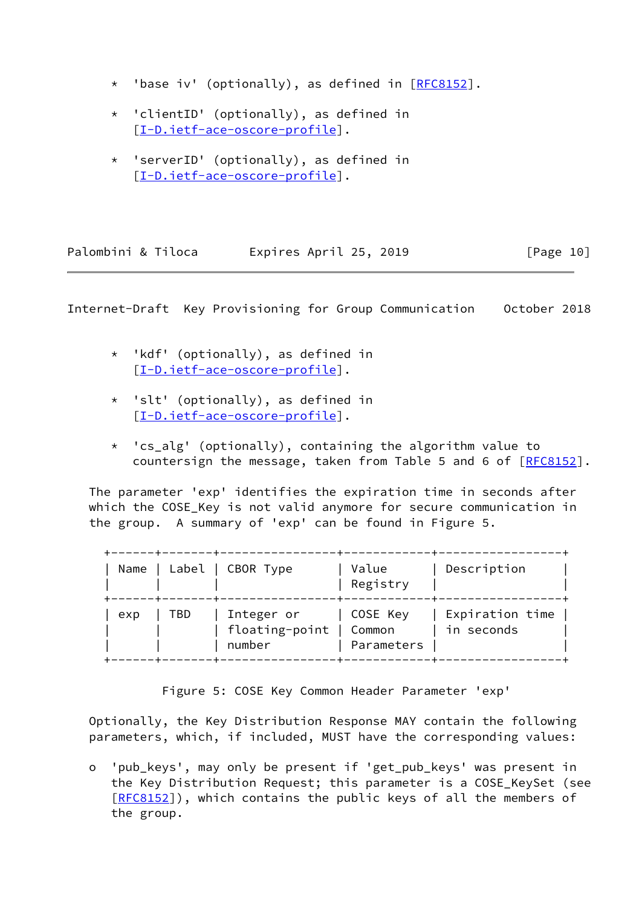* 'base iv' (optionally), as defined in [RFC8152].

* 'clientID' (optionally), as defined in [I-D.ietf-ace-oscore-profile].

* 'serverID' (optionally), as defined in [I-D.ietf-ace-oscore-profile].

* 'kdf' (optionally), as defined in [I-D.ietf-ace-oscore-profile].

* 'slt' (optionally), as defined in [I-D.ietf-ace-oscore-profile].

* 'cs_alg' (optionally), containing the algorithm value to countersign the message, taken from Table 5 and 6 of [RFC8152].

The parameter 'exp' identifies the expiration time in seconds after which the COSE_Key is not valid anymore for secure communication in the group. A summary of 'exp' can be found in Figure 5.

| Name | Label | CBOR Type | Value Registry | Description |
| --- | --- | --- | --- | --- |
| exp | TBD | Integer or floating-point number | COSE Key Common Parameters | Expiration time in seconds |

Figure 5: COSE Key Common Header Parameter 'exp'

Optionally, the Key Distribution Response MAY contain the following parameters, which, if included, MUST have the corresponding values:

o 'pub_keys', may only be present if 'get_pub_keys' was present in the Key Distribution Request; this parameter is a COSE_KeySet (see [RFC8152]), which contains the public keys of all the members of the group.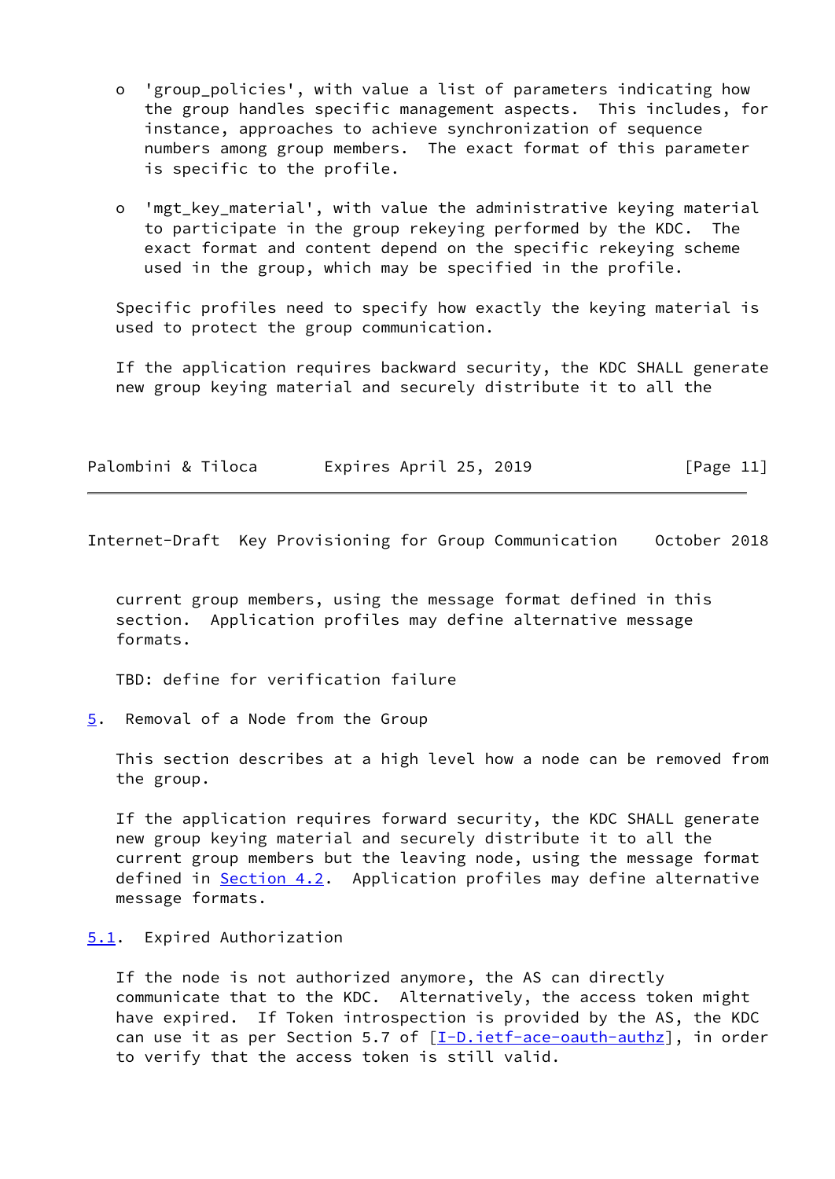- 'group_policies', with value a list of parameters indicating how the group handles specific management aspects. This includes, for instance, approaches to achieve synchronization of sequence numbers among group members. The exact format of this parameter is specific to the profile.

- 'mgt_key_material', with value the administrative keying material to participate in the group rekeying performed by the KDC. The exact format and content depend on the specific rekeying scheme used in the group, which may be specified in the profile.

Specific profiles need to specify how exactly the keying material is used to protect the group communication.

If the application requires backward security, the KDC SHALL generate new group keying material and securely distribute it to all the current group members, using the message format defined in this section. Application profiles may define alternative message formats.

TBD: define for verification failure

## 5. Removal of a Node from the Group

This section describes at a high level how a node can be removed from the group.

If the application requires forward security, the KDC SHALL generate new group keying material and securely distribute it to all the current group members but the leaving node, using the message format defined in Section 4.2. Application profiles may define alternative message formats.

### 5.1. Expired Authorization

If the node is not authorized anymore, the AS can directly communicate that to the KDC. Alternatively, the access token might have expired. If Token introspection is provided by the AS, the KDC can use it as per Section 5.7 of [I-D.ietf-ace-oauth-authz], in order to verify that the access token is still valid.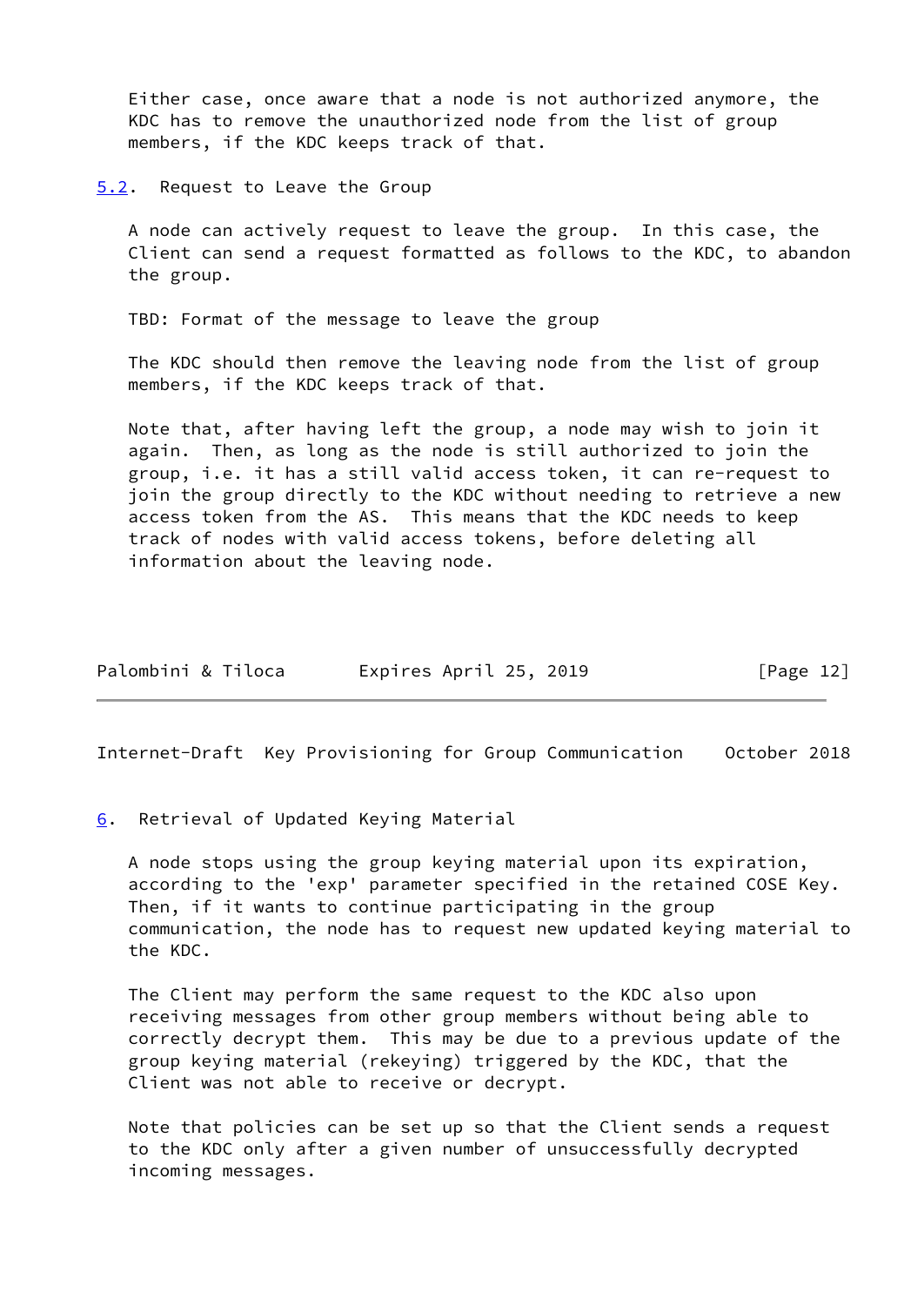Either case, once aware that a node is not authorized anymore, the KDC has to remove the unauthorized node from the list of group members, if the KDC keeps track of that.

### 5.2. Request to Leave the Group

A node can actively request to leave the group. In this case, the Client can send a request formatted as follows to the KDC, to abandon the group.

TBD: Format of the message to leave the group

The KDC should then remove the leaving node from the list of group members, if the KDC keeps track of that.

Note that, after having left the group, a node may wish to join it again. Then, as long as the node is still authorized to join the group, i.e. it has a still valid access token, it can re-request to join the group directly to the KDC without needing to retrieve a new access token from the AS. This means that the KDC needs to keep track of nodes with valid access tokens, before deleting all information about the leaving node.

## 6. Retrieval of Updated Keying Material

A node stops using the group keying material upon its expiration, according to the 'exp' parameter specified in the retained COSE Key. Then, if it wants to continue participating in the group communication, the node has to request new updated keying material to the KDC.

The Client may perform the same request to the KDC also upon receiving messages from other group members without being able to correctly decrypt them. This may be due to a previous update of the group keying material (rekeying) triggered by the KDC, that the Client was not able to receive or decrypt.

Note that policies can be set up so that the Client sends a request to the KDC only after a given number of unsuccessfully decrypted incoming messages.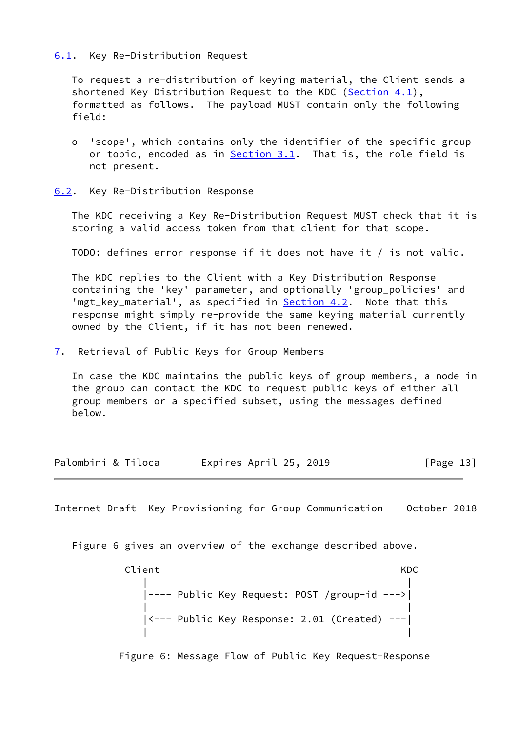### 6.1. Key Re-Distribution Request

To request a re-distribution of keying material, the Client sends a shortened Key Distribution Request to the KDC (Section 4.1), formatted as follows. The payload MUST contain only the following field:

- 'scope', which contains only the identifier of the specific group or topic, encoded as in Section 3.1. That is, the role field is not present.

### 6.2. Key Re-Distribution Response

The KDC receiving a Key Re-Distribution Request MUST check that it is storing a valid access token from that client for that scope.

TODO: defines error response if it does not have it / is not valid.

The KDC replies to the Client with a Key Distribution Response containing the 'key' parameter, and optionally 'group_policies' and 'mgt_key_material', as specified in Section 4.2. Note that this response might simply re-provide the same keying material currently owned by the Client, if it has not been renewed.

## 7. Retrieval of Public Keys for Group Members

In case the KDC maintains the public keys of group members, a node in the group can contact the KDC to request public keys of either all group members or a specified subset, using the messages defined below.

Figure 6 gives an overview of the exchange described above.

```
      Client                                          KDC
         |                                             |
         |---- Public Key Request: POST /group-id --->|
         |                                             |
         |<--- Public Key Response: 2.01 (Created) ---|
         |                                             |
```

Figure 6: Message Flow of Public Key Request-Response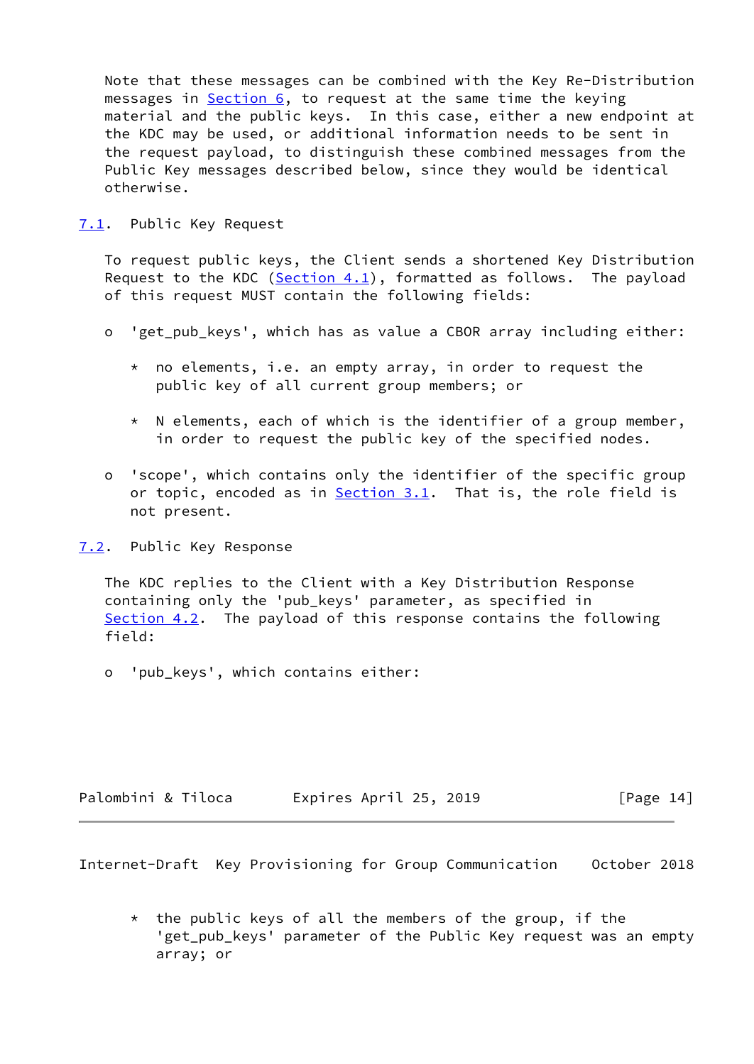Note that these messages can be combined with the Key Re-Distribution messages in Section 6, to request at the same time the keying material and the public keys. In this case, either a new endpoint at the KDC may be used, or additional information needs to be sent in the request payload, to distinguish these combined messages from the Public Key messages described below, since they would be identical otherwise.

## 7.1. Public Key Request

To request public keys, the Client sends a shortened Key Distribution Request to the KDC (Section 4.1), formatted as follows. The payload of this request MUST contain the following fields:

- 'get_pub_keys', which has as value a CBOR array including either:
  - no elements, i.e. an empty array, in order to request the public key of all current group members; or
  - N elements, each of which is the identifier of a group member, in order to request the public key of the specified nodes.
- 'scope', which contains only the identifier of the specific group or topic, encoded as in Section 3.1. That is, the role field is not present.

## 7.2. Public Key Response

The KDC replies to the Client with a Key Distribution Response containing only the 'pub_keys' parameter, as specified in Section 4.2. The payload of this response contains the following field:

- 'pub_keys', which contains either:
  - the public keys of all the members of the group, if the 'get_pub_keys' parameter of the Public Key request was an empty array; or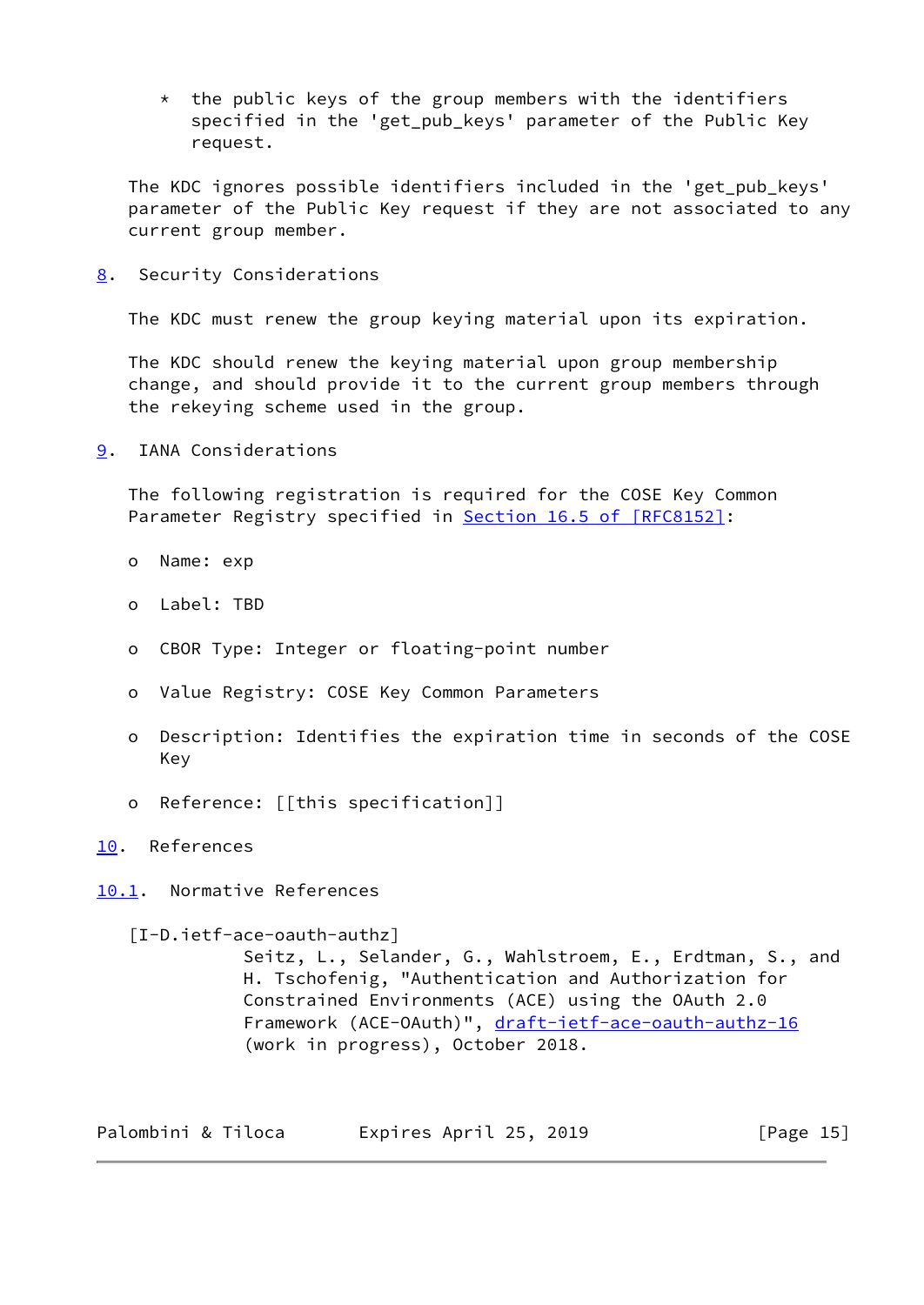* the public keys of the group members with the identifiers specified in the 'get_pub_keys' parameter of the Public Key request.

The KDC ignores possible identifiers included in the 'get_pub_keys' parameter of the Public Key request if they are not associated to any current group member.

## 8. Security Considerations

The KDC must renew the group keying material upon its expiration.

The KDC should renew the keying material upon group membership change, and should provide it to the current group members through the rekeying scheme used in the group.

## 9. IANA Considerations

The following registration is required for the COSE Key Common Parameter Registry specified in Section 16.5 of [RFC8152]:

- Name: exp
- Label: TBD
- CBOR Type: Integer or floating-point number
- Value Registry: COSE Key Common Parameters
- Description: Identifies the expiration time in seconds of the COSE Key
- Reference: [[this specification]]

## 10. References

### 10.1. Normative References

[I-D.ietf-ace-oauth-authz]
Seitz, L., Selander, G., Wahlstroem, E., Erdtman, S., and H. Tschofenig, "Authentication and Authorization for Constrained Environments (ACE) using the OAuth 2.0 Framework (ACE-OAuth)", draft-ietf-ace-oauth-authz-16 (work in progress), October 2018.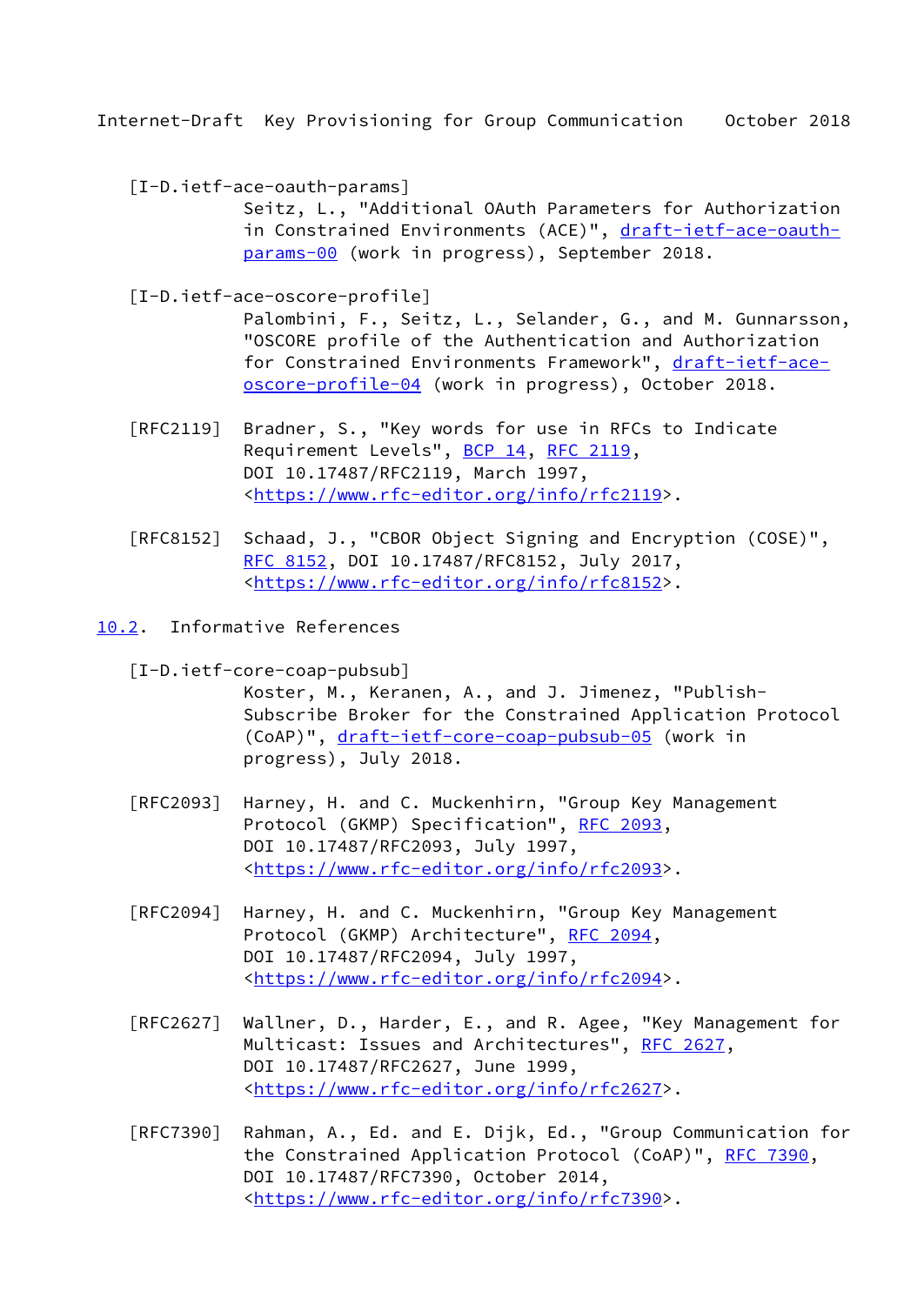[I-D.ietf-ace-oauth-params]
Seitz, L., "Additional OAuth Parameters for Authorization in Constrained Environments (ACE)", draft-ietf-ace-oauth-params-00 (work in progress), September 2018.

[I-D.ietf-ace-oscore-profile]
Palombini, F., Seitz, L., Selander, G., and M. Gunnarsson, "OSCORE profile of the Authentication and Authorization for Constrained Environments Framework", draft-ietf-ace-oscore-profile-04 (work in progress), October 2018.

[RFC2119] Bradner, S., "Key words for use in RFCs to Indicate Requirement Levels", BCP 14, RFC 2119, DOI 10.17487/RFC2119, March 1997, <https://www.rfc-editor.org/info/rfc2119>.

[RFC8152] Schaad, J., "CBOR Object Signing and Encryption (COSE)", RFC 8152, DOI 10.17487/RFC8152, July 2017, <https://www.rfc-editor.org/info/rfc8152>.

## 10.2. Informative References

[I-D.ietf-core-coap-pubsub]
Koster, M., Keranen, A., and J. Jimenez, "Publish-Subscribe Broker for the Constrained Application Protocol (CoAP)", draft-ietf-core-coap-pubsub-05 (work in progress), July 2018.

[RFC2093] Harney, H. and C. Muckenhirn, "Group Key Management Protocol (GKMP) Specification", RFC 2093, DOI 10.17487/RFC2093, July 1997, <https://www.rfc-editor.org/info/rfc2093>.

[RFC2094] Harney, H. and C. Muckenhirn, "Group Key Management Protocol (GKMP) Architecture", RFC 2094, DOI 10.17487/RFC2094, July 1997, <https://www.rfc-editor.org/info/rfc2094>.

[RFC2627] Wallner, D., Harder, E., and R. Agee, "Key Management for Multicast: Issues and Architectures", RFC 2627, DOI 10.17487/RFC2627, June 1999, <https://www.rfc-editor.org/info/rfc2627>.

[RFC7390] Rahman, A., Ed. and E. Dijk, Ed., "Group Communication for the Constrained Application Protocol (CoAP)", RFC 7390, DOI 10.17487/RFC7390, October 2014, <https://www.rfc-editor.org/info/rfc7390>.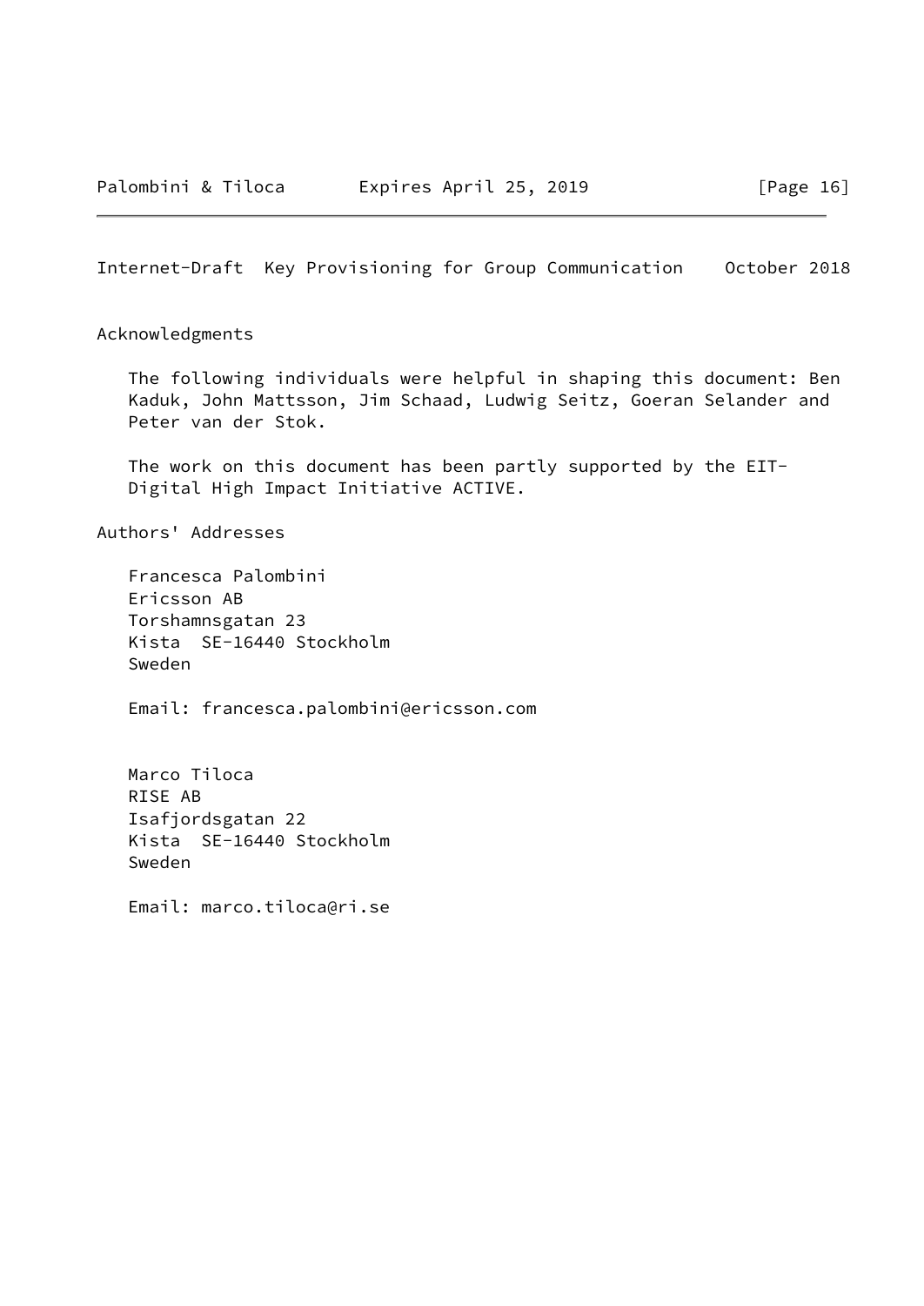## Acknowledgments

The following individuals were helpful in shaping this document: Ben Kaduk, John Mattsson, Jim Schaad, Ludwig Seitz, Goeran Selander and Peter van der Stok.

The work on this document has been partly supported by the EIT-Digital High Impact Initiative ACTIVE.

## Authors' Addresses

Francesca Palombini
Ericsson AB
Torshamnsgatan 23
Kista  SE-16440 Stockholm
Sweden

Email: francesca.palombini@ericsson.com

Marco Tiloca
RISE AB
Isafjordsgatan 22
Kista  SE-16440 Stockholm
Sweden

Email: marco.tiloca@ri.se